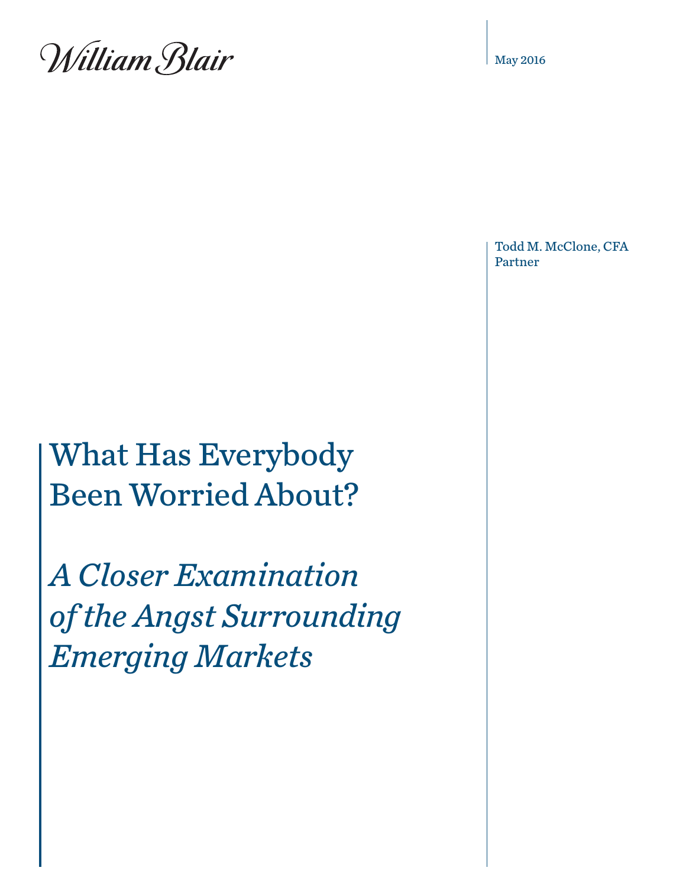William Blair

May 2016

Todd M. McClone, CFA
Partner

# What Has Everybody Been Worried About?

## *A Closer Examination of the Angst Surrounding Emerging Markets*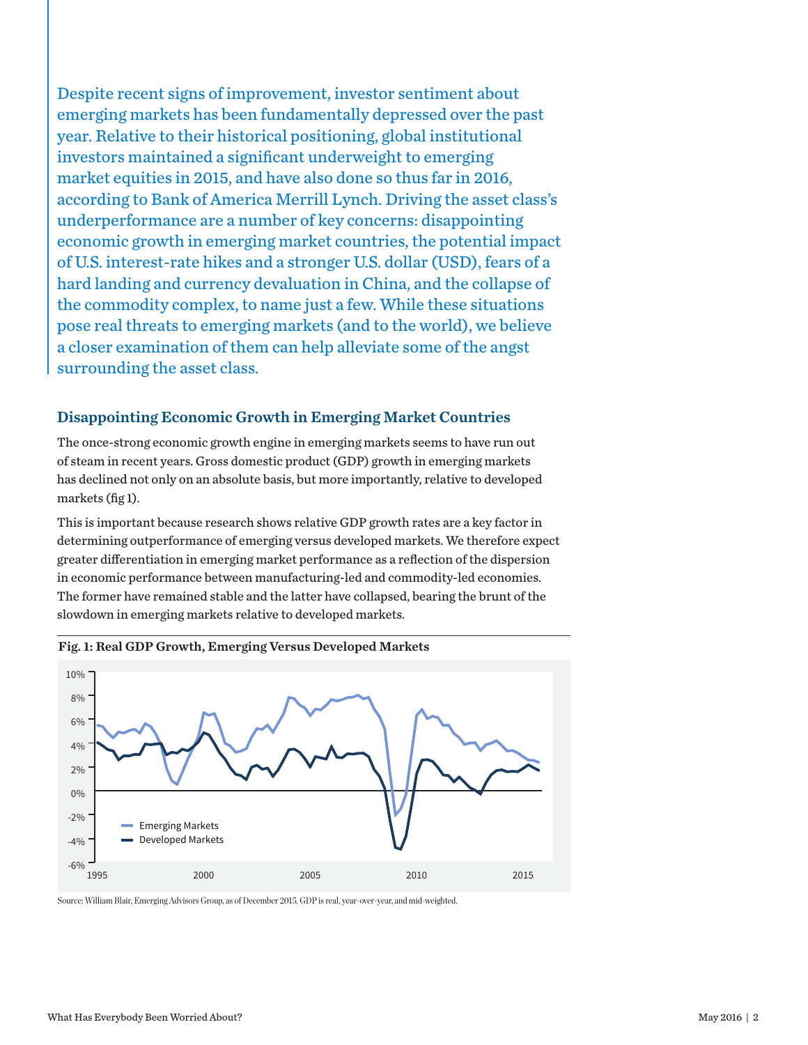Despite recent signs of improvement, investor sentiment about emerging markets has been fundamentally depressed over the past year. Relative to their historical positioning, global institutional investors maintained a significant underweight to emerging market equities in 2015, and have also done so thus far in 2016, according to Bank of America Merrill Lynch. Driving the asset class's underperformance are a number of key concerns: disappointing economic growth in emerging market countries, the potential impact of U.S. interest-rate hikes and a stronger U.S. dollar (USD), fears of a hard landing and currency devaluation in China, and the collapse of the commodity complex, to name just a few. While these situations pose real threats to emerging markets (and to the world), we believe a closer examination of them can help alleviate some of the angst surrounding the asset class.

## Disappointing Economic Growth in Emerging Market Countries

The once-strong economic growth engine in emerging markets seems to have run out of steam in recent years. Gross domestic product (GDP) growth in emerging markets has declined not only on an absolute basis, but more importantly, relative to developed markets (fig 1).

This is important because research shows relative GDP growth rates are a key factor in determining outperformance of emerging versus developed markets. We therefore expect greater differentiation in emerging market performance as a reflection of the dispersion in economic performance between manufacturing-led and commodity-led economies. The former have remained stable and the latter have collapsed, bearing the brunt of the slowdown in emerging markets relative to developed markets.

**Fig. 1: Real GDP Growth, Emerging Versus Developed Markets**

Source: William Blair, Emerging Advisors Group, as of December 2015. GDP is real, year-over-year, and mid-weighted.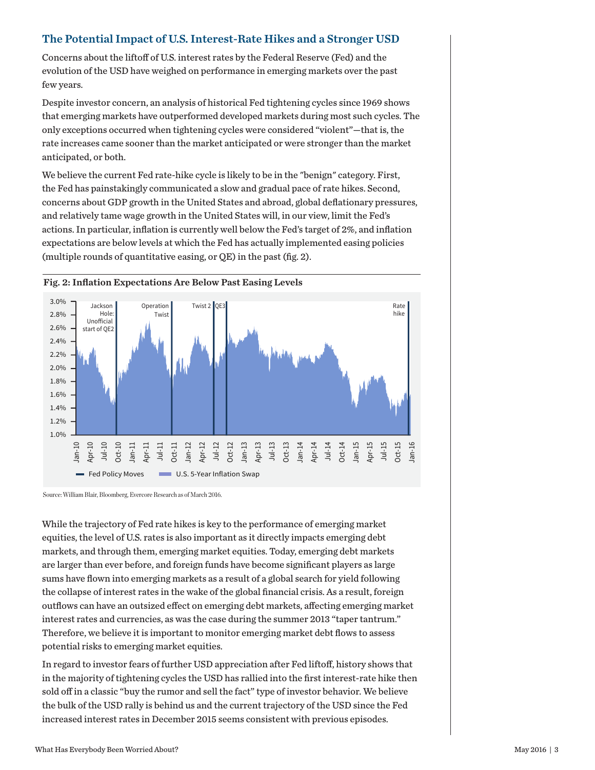## The Potential Impact of U.S. Interest-Rate Hikes and a Stronger USD

Concerns about the liftoff of U.S. interest rates by the Federal Reserve (Fed) and the evolution of the USD have weighed on performance in emerging markets over the past few years.

Despite investor concern, an analysis of historical Fed tightening cycles since 1969 shows that emerging markets have outperformed developed markets during most such cycles. The only exceptions occurred when tightening cycles were considered "violent"—that is, the rate increases came sooner than the market anticipated or were stronger than the market anticipated, or both.

We believe the current Fed rate-hike cycle is likely to be in the "benign" category. First, the Fed has painstakingly communicated a slow and gradual pace of rate hikes. Second, concerns about GDP growth in the United States and abroad, global deflationary pressures, and relatively tame wage growth in the United States will, in our view, limit the Fed's actions. In particular, inflation is currently well below the Fed's target of 2%, and inflation expectations are below levels at which the Fed has actually implemented easing policies (multiple rounds of quantitative easing, or QE) in the past (fig. 2).

**Fig. 2: Inflation Expectations Are Below Past Easing Levels**

Source: William Blair, Bloomberg, Evercore Research as of March 2016.

While the trajectory of Fed rate hikes is key to the performance of emerging market equities, the level of U.S. rates is also important as it directly impacts emerging debt markets, and through them, emerging market equities. Today, emerging debt markets are larger than ever before, and foreign funds have become significant players as large sums have flown into emerging markets as a result of a global search for yield following the collapse of interest rates in the wake of the global financial crisis. As a result, foreign outflows can have an outsized effect on emerging debt markets, affecting emerging market interest rates and currencies, as was the case during the summer 2013 "taper tantrum." Therefore, we believe it is important to monitor emerging market debt flows to assess potential risks to emerging market equities.

In regard to investor fears of further USD appreciation after Fed liftoff, history shows that in the majority of tightening cycles the USD has rallied into the first interest-rate hike then sold off in a classic "buy the rumor and sell the fact" type of investor behavior. We believe the bulk of the USD rally is behind us and the current trajectory of the USD since the Fed increased interest rates in December 2015 seems consistent with previous episodes.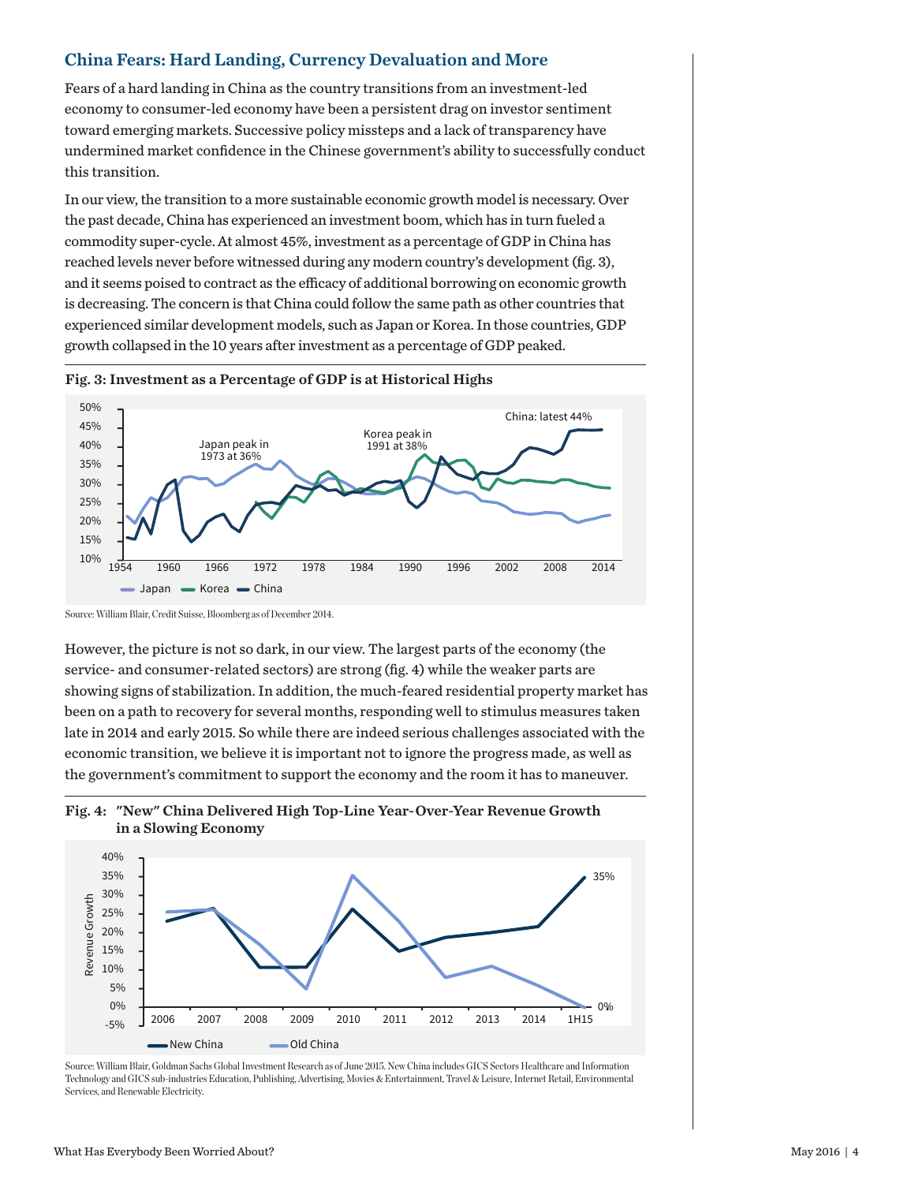## China Fears: Hard Landing, Currency Devaluation and More

Fears of a hard landing in China as the country transitions from an investment-led economy to consumer-led economy have been a persistent drag on investor sentiment toward emerging markets. Successive policy missteps and a lack of transparency have undermined market confidence in the Chinese government's ability to successfully conduct this transition.

In our view, the transition to a more sustainable economic growth model is necessary. Over the past decade, China has experienced an investment boom, which has in turn fueled a commodity super-cycle. At almost 45%, investment as a percentage of GDP in China has reached levels never before witnessed during any modern country's development (fig. 3), and it seems poised to contract as the efficacy of additional borrowing on economic growth is decreasing. The concern is that China could follow the same path as other countries that experienced similar development models, such as Japan or Korea. In those countries, GDP growth collapsed in the 10 years after investment as a percentage of GDP peaked.

**Fig. 3: Investment as a Percentage of GDP is at Historical Highs**

Source: William Blair, Credit Suisse, Bloomberg as of December 2014.

However, the picture is not so dark, in our view. The largest parts of the economy (the service- and consumer-related sectors) are strong (fig. 4) while the weaker parts are showing signs of stabilization. In addition, the much-feared residential property market has been on a path to recovery for several months, responding well to stimulus measures taken late in 2014 and early 2015. So while there are indeed serious challenges associated with the economic transition, we believe it is important not to ignore the progress made, as well as the government's commitment to support the economy and the room it has to maneuver.

**Fig. 4: "New" China Delivered High Top-Line Year-Over-Year Revenue Growth in a Slowing Economy**

Source: William Blair, Goldman Sachs Global Investment Research as of June 2015. New China includes GICS Sectors Healthcare and Information Technology and GICS sub-industries Education, Publishing, Advertising, Movies & Entertainment, Travel & Leisure, Internet Retail, Environmental Services, and Renewable Electricity.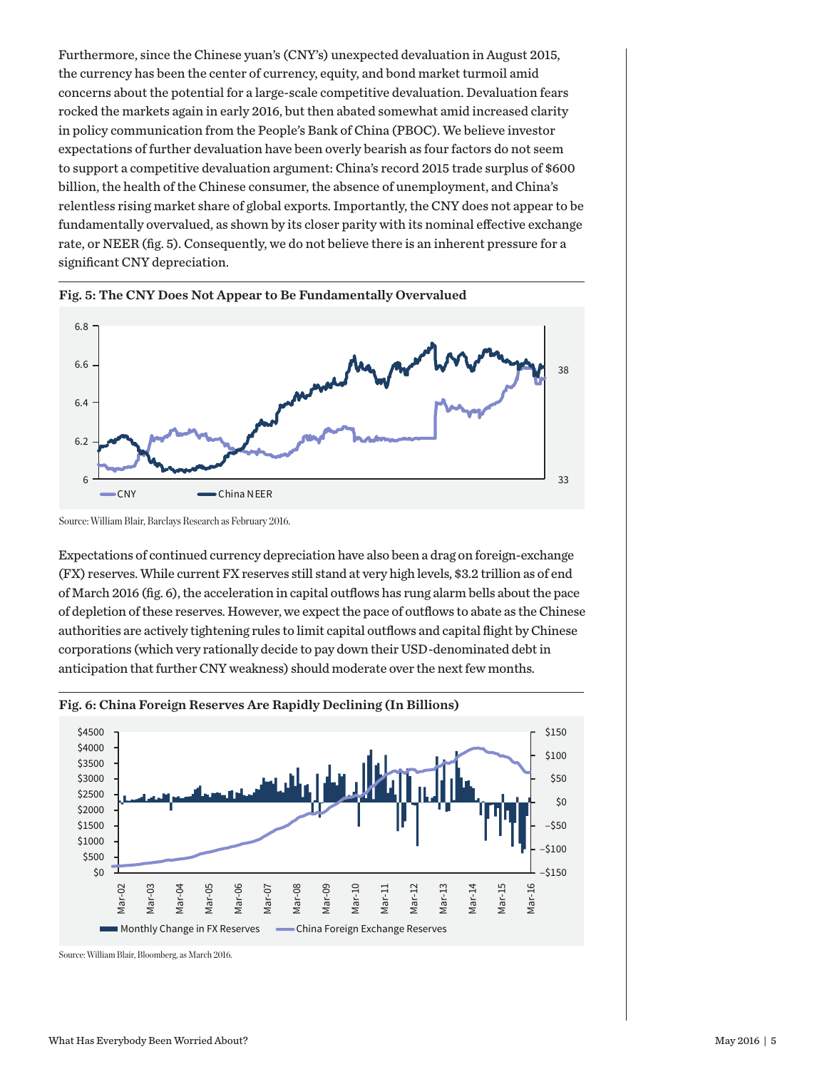Furthermore, since the Chinese yuan's (CNY's) unexpected devaluation in August 2015, the currency has been the center of currency, equity, and bond market turmoil amid concerns about the potential for a large-scale competitive devaluation. Devaluation fears rocked the markets again in early 2016, but then abated somewhat amid increased clarity in policy communication from the People's Bank of China (PBOC). We believe investor expectations of further devaluation have been overly bearish as four factors do not seem to support a competitive devaluation argument: China's record 2015 trade surplus of $600 billion, the health of the Chinese consumer, the absence of unemployment, and China's relentless rising market share of global exports. Importantly, the CNY does not appear to be fundamentally overvalued, as shown by its closer parity with its nominal effective exchange rate, or NEER (fig. 5). Consequently, we do not believe there is an inherent pressure for a significant CNY depreciation.

**Fig. 5: The CNY Does Not Appear to Be Fundamentally Overvalued**

Source: William Blair, Barclays Research as February 2016.

Expectations of continued currency depreciation have also been a drag on foreign-exchange (FX) reserves. While current FX reserves still stand at very high levels, $3.2 trillion as of end of March 2016 (fig. 6), the acceleration in capital outflows has rung alarm bells about the pace of depletion of these reserves. However, we expect the pace of outflows to abate as the Chinese authorities are actively tightening rules to limit capital outflows and capital flight by Chinese corporations (which very rationally decide to pay down their USD-denominated debt in anticipation that further CNY weakness) should moderate over the next few months.

**Fig. 6: China Foreign Reserves Are Rapidly Declining (In Billions)**

Source: William Blair, Bloomberg, as March 2016.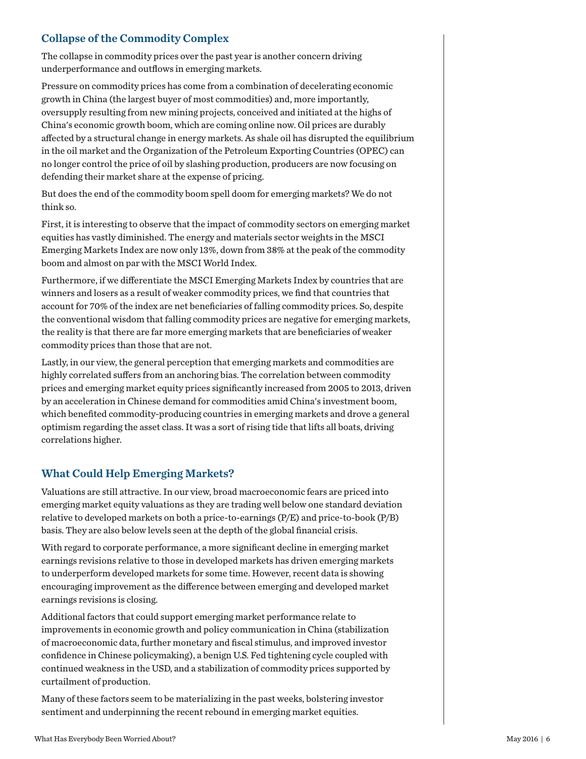## Collapse of the Commodity Complex

The collapse in commodity prices over the past year is another concern driving underperformance and outflows in emerging markets.

Pressure on commodity prices has come from a combination of decelerating economic growth in China (the largest buyer of most commodities) and, more importantly, oversupply resulting from new mining projects, conceived and initiated at the highs of China's economic growth boom, which are coming online now. Oil prices are durably affected by a structural change in energy markets. As shale oil has disrupted the equilibrium in the oil market and the Organization of the Petroleum Exporting Countries (OPEC) can no longer control the price of oil by slashing production, producers are now focusing on defending their market share at the expense of pricing.

But does the end of the commodity boom spell doom for emerging markets? We do not think so.

First, it is interesting to observe that the impact of commodity sectors on emerging market equities has vastly diminished. The energy and materials sector weights in the MSCI Emerging Markets Index are now only 13%, down from 38% at the peak of the commodity boom and almost on par with the MSCI World Index.

Furthermore, if we differentiate the MSCI Emerging Markets Index by countries that are winners and losers as a result of weaker commodity prices, we find that countries that account for 70% of the index are net beneficiaries of falling commodity prices. So, despite the conventional wisdom that falling commodity prices are negative for emerging markets, the reality is that there are far more emerging markets that are beneficiaries of weaker commodity prices than those that are not.

Lastly, in our view, the general perception that emerging markets and commodities are highly correlated suffers from an anchoring bias. The correlation between commodity prices and emerging market equity prices significantly increased from 2005 to 2013, driven by an acceleration in Chinese demand for commodities amid China's investment boom, which benefited commodity-producing countries in emerging markets and drove a general optimism regarding the asset class. It was a sort of rising tide that lifts all boats, driving correlations higher.

## What Could Help Emerging Markets?

Valuations are still attractive. In our view, broad macroeconomic fears are priced into emerging market equity valuations as they are trading well below one standard deviation relative to developed markets on both a price-to-earnings (P/E) and price-to-book (P/B) basis. They are also below levels seen at the depth of the global financial crisis.

With regard to corporate performance, a more significant decline in emerging market earnings revisions relative to those in developed markets has driven emerging markets to underperform developed markets for some time. However, recent data is showing encouraging improvement as the difference between emerging and developed market earnings revisions is closing.

Additional factors that could support emerging market performance relate to improvements in economic growth and policy communication in China (stabilization of macroeconomic data, further monetary and fiscal stimulus, and improved investor confidence in Chinese policymaking), a benign U.S. Fed tightening cycle coupled with continued weakness in the USD, and a stabilization of commodity prices supported by curtailment of production.

Many of these factors seem to be materializing in the past weeks, bolstering investor sentiment and underpinning the recent rebound in emerging market equities.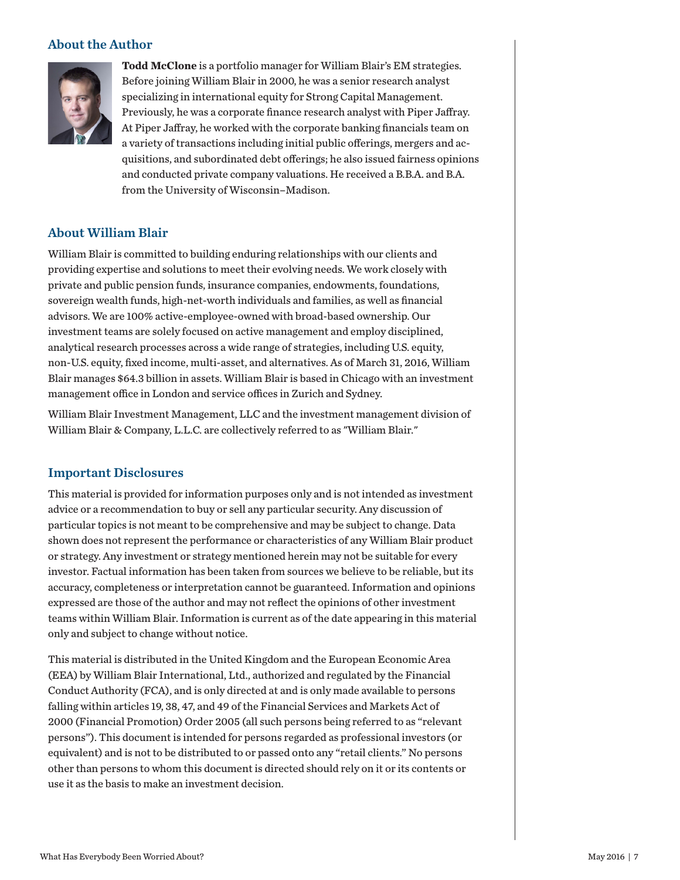## About the Author

**Todd McClone** is a portfolio manager for William Blair's EM strategies. Before joining William Blair in 2000, he was a senior research analyst specializing in international equity for Strong Capital Management. Previously, he was a corporate finance research analyst with Piper Jaffray. At Piper Jaffray, he worked with the corporate banking financials team on a variety of transactions including initial public offerings, mergers and acquisitions, and subordinated debt offerings; he also issued fairness opinions and conducted private company valuations. He received a B.B.A. and B.A. from the University of Wisconsin–Madison.

## About William Blair

William Blair is committed to building enduring relationships with our clients and providing expertise and solutions to meet their evolving needs. We work closely with private and public pension funds, insurance companies, endowments, foundations, sovereign wealth funds, high-net-worth individuals and families, as well as financial advisors. We are 100% active-employee-owned with broad-based ownership. Our investment teams are solely focused on active management and employ disciplined, analytical research processes across a wide range of strategies, including U.S. equity, non-U.S. equity, fixed income, multi-asset, and alternatives. As of March 31, 2016, William Blair manages $64.3 billion in assets. William Blair is based in Chicago with an investment management office in London and service offices in Zurich and Sydney.

William Blair Investment Management, LLC and the investment management division of William Blair & Company, L.L.C. are collectively referred to as "William Blair."

## Important Disclosures

This material is provided for information purposes only and is not intended as investment advice or a recommendation to buy or sell any particular security. Any discussion of particular topics is not meant to be comprehensive and may be subject to change. Data shown does not represent the performance or characteristics of any William Blair product or strategy. Any investment or strategy mentioned herein may not be suitable for every investor. Factual information has been taken from sources we believe to be reliable, but its accuracy, completeness or interpretation cannot be guaranteed. Information and opinions expressed are those of the author and may not reflect the opinions of other investment teams within William Blair. Information is current as of the date appearing in this material only and subject to change without notice.

This material is distributed in the United Kingdom and the European Economic Area (EEA) by William Blair International, Ltd., authorized and regulated by the Financial Conduct Authority (FCA), and is only directed at and is only made available to persons falling within articles 19, 38, 47, and 49 of the Financial Services and Markets Act of 2000 (Financial Promotion) Order 2005 (all such persons being referred to as "relevant persons"). This document is intended for persons regarded as professional investors (or equivalent) and is not to be distributed to or passed onto any "retail clients." No persons other than persons to whom this document is directed should rely on it or its contents or use it as the basis to make an investment decision.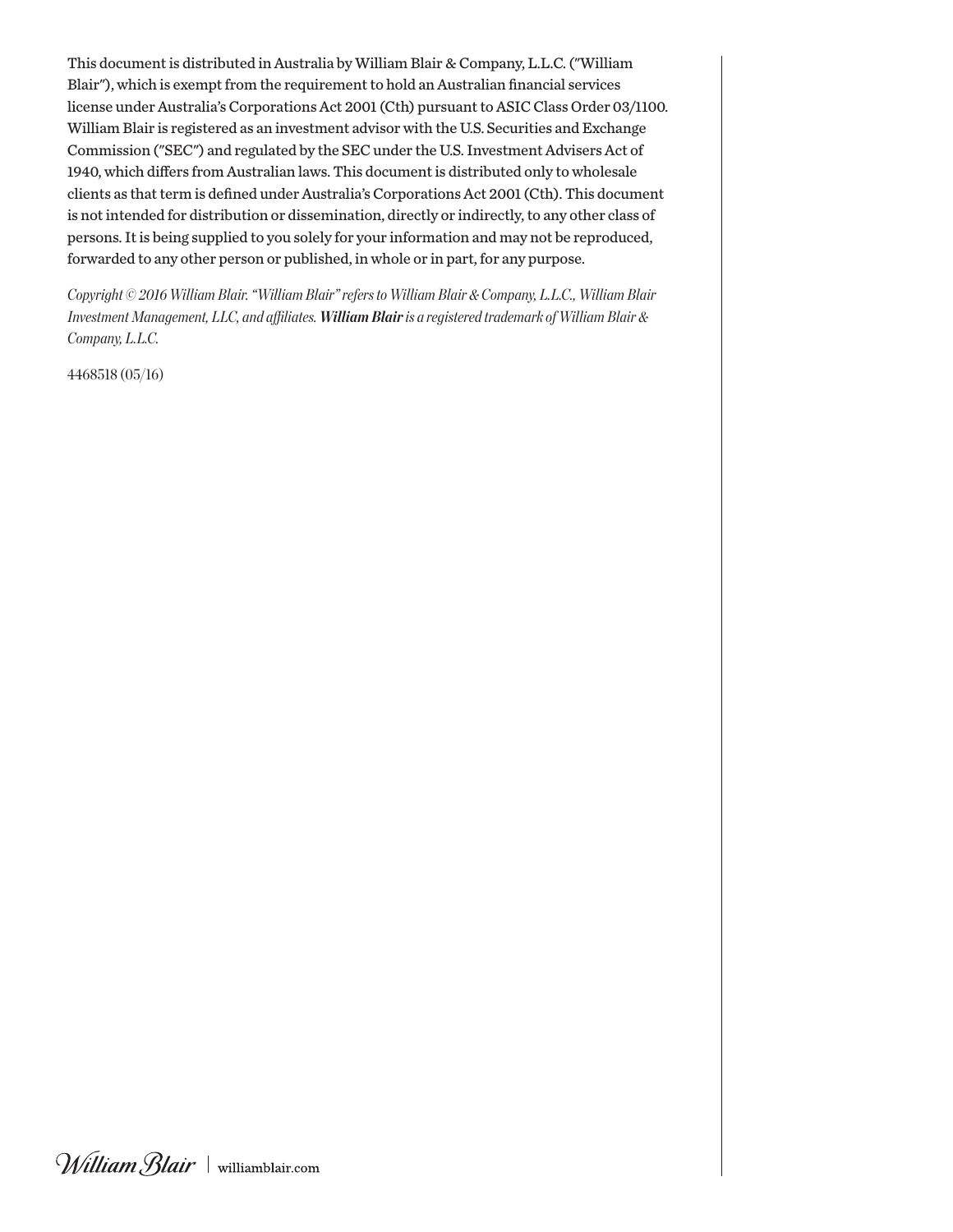This document is distributed in Australia by William Blair & Company, L.L.C. ("William Blair"), which is exempt from the requirement to hold an Australian financial services license under Australia's Corporations Act 2001 (Cth) pursuant to ASIC Class Order 03/1100. William Blair is registered as an investment advisor with the U.S. Securities and Exchange Commission ("SEC") and regulated by the SEC under the U.S. Investment Advisers Act of 1940, which differs from Australian laws. This document is distributed only to wholesale clients as that term is defined under Australia's Corporations Act 2001 (Cth). This document is not intended for distribution or dissemination, directly or indirectly, to any other class of persons. It is being supplied to you solely for your information and may not be reproduced, forwarded to any other person or published, in whole or in part, for any purpose.

*Copyright © 2016 William Blair. "William Blair" refers to William Blair & Company, L.L.C., William Blair Investment Management, LLC, and affiliates.* ***William Blair*** *is a registered trademark of William Blair & Company, L.L.C.*

4468518 (05/16)

William Blair | williamblair.com